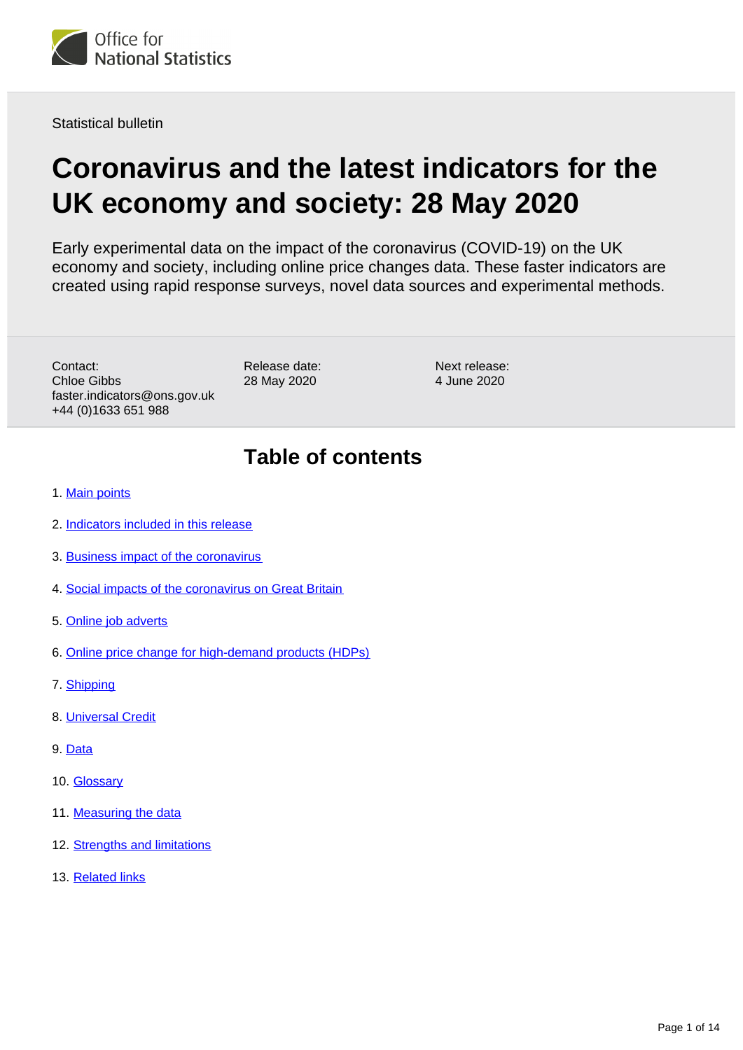Office for National Statistics

Statistical bulletin

# Coronavirus and the latest indicators for the UK economy and society: 28 May 2020

Early experimental data on the impact of the coronavirus (COVID-19) on the UK economy and society, including online price changes data. These faster indicators are created using rapid response surveys, novel data sources and experimental methods.

Contact:
Chloe Gibbs
faster.indicators@ons.gov.uk
+44 (0)1633 651 988

Release date:
28 May 2020

Next release:
4 June 2020

## Table of contents

1. Main points
2. Indicators included in this release
3. Business impact of the coronavirus
4. Social impacts of the coronavirus on Great Britain
5. Online job adverts
6. Online price change for high-demand products (HDPs)
7. Shipping
8. Universal Credit
9. Data
10. Glossary
11. Measuring the data
12. Strengths and limitations
13. Related links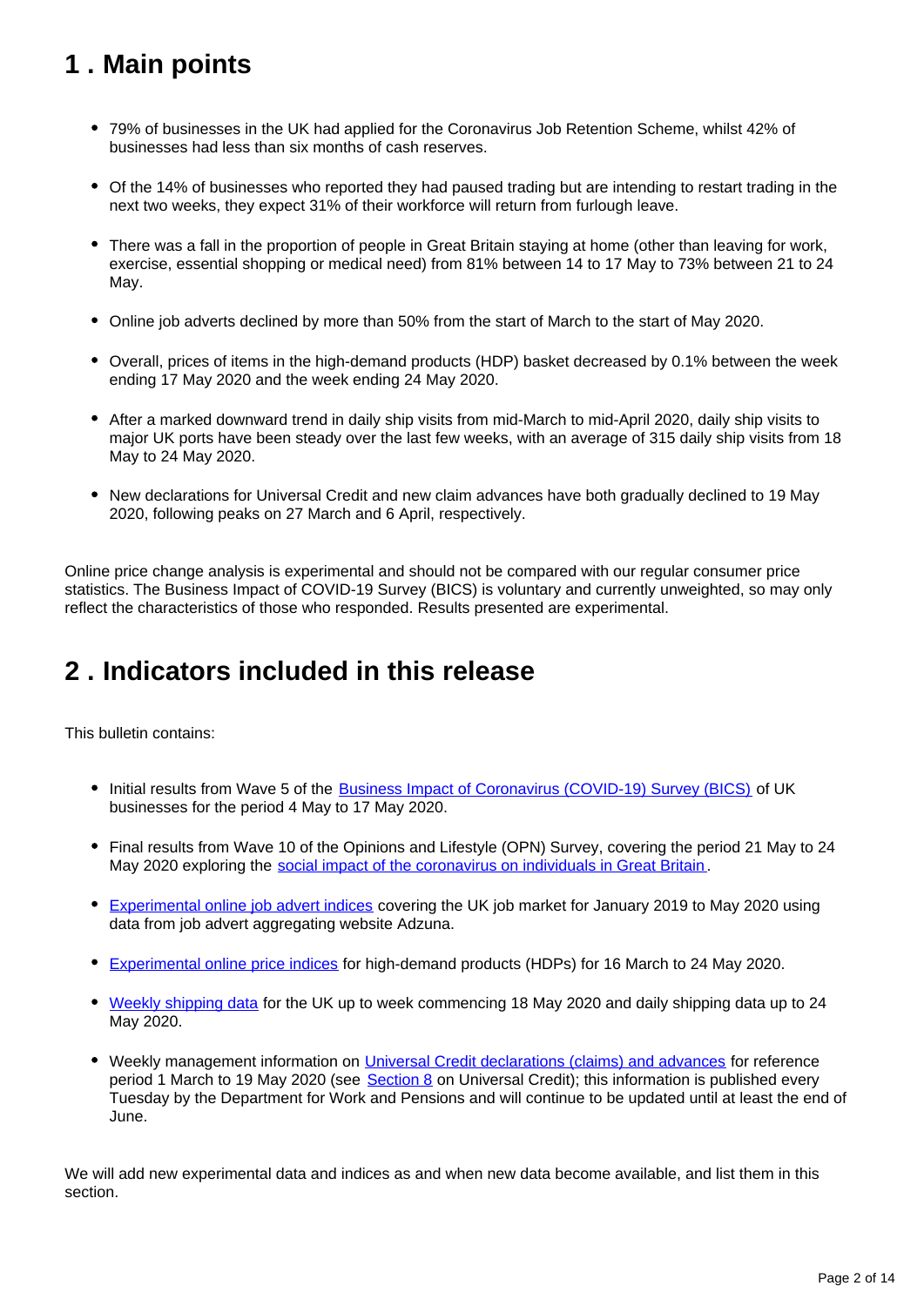## 1 . Main points

- 79% of businesses in the UK had applied for the Coronavirus Job Retention Scheme, whilst 42% of businesses had less than six months of cash reserves.
- Of the 14% of businesses who reported they had paused trading but are intending to restart trading in the next two weeks, they expect 31% of their workforce will return from furlough leave.
- There was a fall in the proportion of people in Great Britain staying at home (other than leaving for work, exercise, essential shopping or medical need) from 81% between 14 to 17 May to 73% between 21 to 24 May.
- Online job adverts declined by more than 50% from the start of March to the start of May 2020.
- Overall, prices of items in the high-demand products (HDP) basket decreased by 0.1% between the week ending 17 May 2020 and the week ending 24 May 2020.
- After a marked downward trend in daily ship visits from mid-March to mid-April 2020, daily ship visits to major UK ports have been steady over the last few weeks, with an average of 315 daily ship visits from 18 May to 24 May 2020.
- New declarations for Universal Credit and new claim advances have both gradually declined to 19 May 2020, following peaks on 27 March and 6 April, respectively.

Online price change analysis is experimental and should not be compared with our regular consumer price statistics. The Business Impact of COVID-19 Survey (BICS) is voluntary and currently unweighted, so may only reflect the characteristics of those who responded. Results presented are experimental.

## 2 . Indicators included in this release

This bulletin contains:

- Initial results from Wave 5 of the Business Impact of Coronavirus (COVID-19) Survey (BICS) of UK businesses for the period 4 May to 17 May 2020.
- Final results from Wave 10 of the Opinions and Lifestyle (OPN) Survey, covering the period 21 May to 24 May 2020 exploring the social impact of the coronavirus on individuals in Great Britain.
- Experimental online job advert indices covering the UK job market for January 2019 to May 2020 using data from job advert aggregating website Adzuna.
- Experimental online price indices for high-demand products (HDPs) for 16 March to 24 May 2020.
- Weekly shipping data for the UK up to week commencing 18 May 2020 and daily shipping data up to 24 May 2020.
- Weekly management information on Universal Credit declarations (claims) and advances for reference period 1 March to 19 May 2020 (see Section 8 on Universal Credit); this information is published every Tuesday by the Department for Work and Pensions and will continue to be updated until at least the end of June.

We will add new experimental data and indices as and when new data become available, and list them in this section.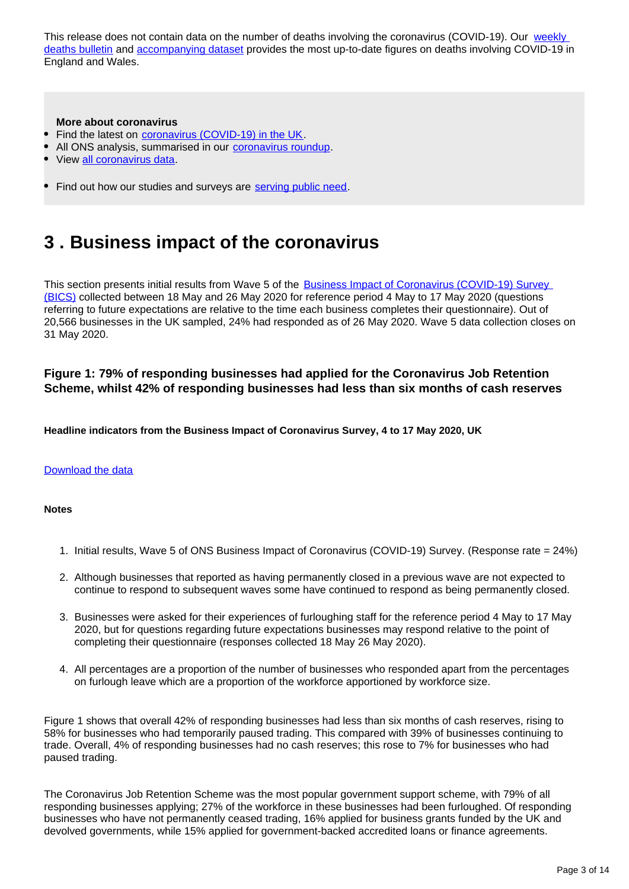This release does not contain data on the number of deaths involving the coronavirus (COVID-19). Our weekly deaths bulletin and accompanying dataset provides the most up-to-date figures on deaths involving COVID-19 in England and Wales.

**More about coronavirus**

- Find the latest on coronavirus (COVID-19) in the UK.
- All ONS analysis, summarised in our coronavirus roundup.
- View all coronavirus data.
- Find out how our studies and surveys are serving public need.

## 3 . Business impact of the coronavirus

This section presents initial results from Wave 5 of the Business Impact of Coronavirus (COVID-19) Survey (BICS) collected between 18 May and 26 May 2020 for reference period 4 May to 17 May 2020 (questions referring to future expectations are relative to the time each business completes their questionnaire). Out of 20,566 businesses in the UK sampled, 24% had responded as of 26 May 2020. Wave 5 data collection closes on 31 May 2020.

### Figure 1: 79% of responding businesses had applied for the Coronavirus Job Retention Scheme, whilst 42% of responding businesses had less than six months of cash reserves

**Headline indicators from the Business Impact of Coronavirus Survey, 4 to 17 May 2020, UK**

Download the data

**Notes**

1. Initial results, Wave 5 of ONS Business Impact of Coronavirus (COVID-19) Survey. (Response rate = 24%)
2. Although businesses that reported as having permanently closed in a previous wave are not expected to continue to respond to subsequent waves some have continued to respond as being permanently closed.
3. Businesses were asked for their experiences of furloughing staff for the reference period 4 May to 17 May 2020, but for questions regarding future expectations businesses may respond relative to the point of completing their questionnaire (responses collected 18 May 26 May 2020).
4. All percentages are a proportion of the number of businesses who responded apart from the percentages on furlough leave which are a proportion of the workforce apportioned by workforce size.

Figure 1 shows that overall 42% of responding businesses had less than six months of cash reserves, rising to 58% for businesses who had temporarily paused trading. This compared with 39% of businesses continuing to trade. Overall, 4% of responding businesses had no cash reserves; this rose to 7% for businesses who had paused trading.

The Coronavirus Job Retention Scheme was the most popular government support scheme, with 79% of all responding businesses applying; 27% of the workforce in these businesses had been furloughed. Of responding businesses who have not permanently ceased trading, 16% applied for business grants funded by the UK and devolved governments, while 15% applied for government-backed accredited loans or finance agreements.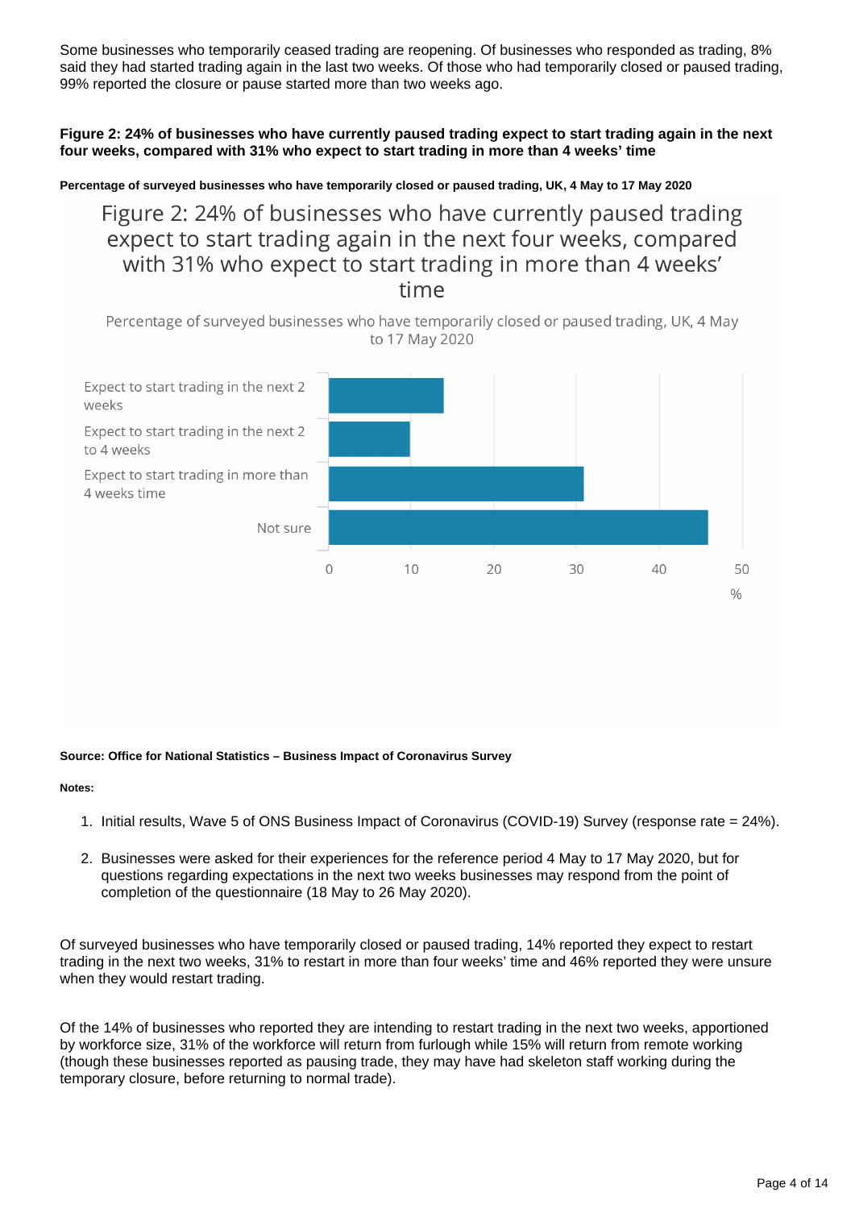Some businesses who temporarily ceased trading are reopening. Of businesses who responded as trading, 8% said they had started trading again in the last two weeks. Of those who had temporarily closed or paused trading, 99% reported the closure or pause started more than two weeks ago.

**Figure 2: 24% of businesses who have currently paused trading expect to start trading again in the next four weeks, compared with 31% who expect to start trading in more than 4 weeks' time**

**Percentage of surveyed businesses who have temporarily closed or paused trading, UK, 4 May to 17 May 2020**

Figure 2: 24% of businesses who have currently paused trading expect to start trading again in the next four weeks, compared with 31% who expect to start trading in more than 4 weeks' time

Percentage of surveyed businesses who have temporarily closed or paused trading, UK, 4 May to 17 May 2020

| Category | % |
|---|---|
| Expect to start trading in the next 2 weeks | 14 |
| Expect to start trading in the next 2 to 4 weeks | 10 |
| Expect to start trading in more than 4 weeks time | 31 |
| Not sure | 46 |

**Source: Office for National Statistics – Business Impact of Coronavirus Survey**

**Notes:**

1. Initial results, Wave 5 of ONS Business Impact of Coronavirus (COVID-19) Survey (response rate = 24%).
2. Businesses were asked for their experiences for the reference period 4 May to 17 May 2020, but for questions regarding expectations in the next two weeks businesses may respond from the point of completion of the questionnaire (18 May to 26 May 2020).

Of surveyed businesses who have temporarily closed or paused trading, 14% reported they expect to restart trading in the next two weeks, 31% to restart in more than four weeks' time and 46% reported they were unsure when they would restart trading.

Of the 14% of businesses who reported they are intending to restart trading in the next two weeks, apportioned by workforce size, 31% of the workforce will return from furlough while 15% will return from remote working (though these businesses reported as pausing trade, they may have had skeleton staff working during the temporary closure, before returning to normal trade).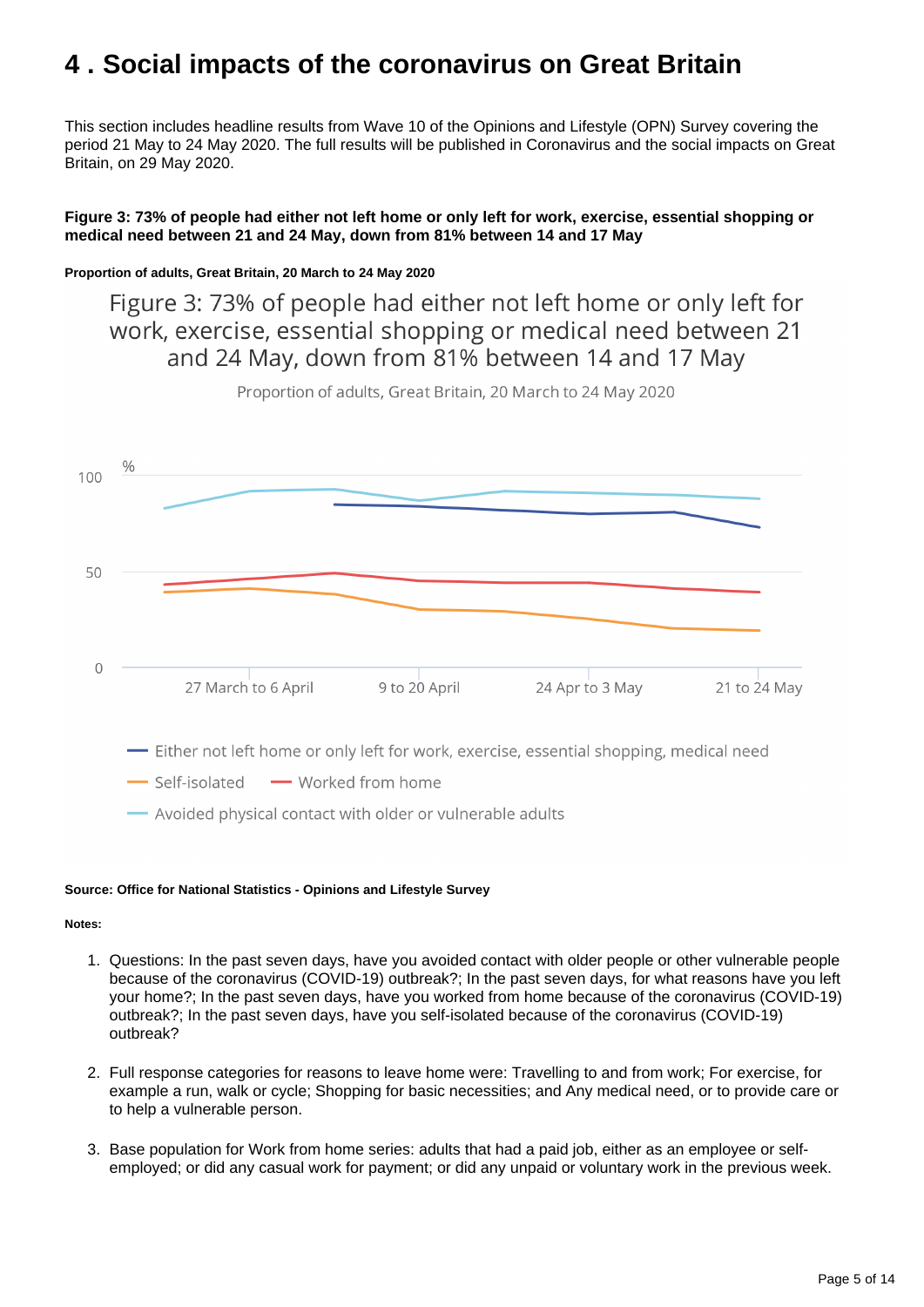# 4 . Social impacts of the coronavirus on Great Britain

This section includes headline results from Wave 10 of the Opinions and Lifestyle (OPN) Survey covering the period 21 May to 24 May 2020. The full results will be published in Coronavirus and the social impacts on Great Britain, on 29 May 2020.

**Figure 3: 73% of people had either not left home or only left for work, exercise, essential shopping or medical need between 21 and 24 May, down from 81% between 14 and 17 May**

**Proportion of adults, Great Britain, 20 March to 24 May 2020**

Figure 3: 73% of people had either not left home or only left for work, exercise, essential shopping or medical need between 21 and 24 May, down from 81% between 14 and 17 May

Proportion of adults, Great Britain, 20 March to 24 May 2020

%

100

50

0

27 March to 6 April | 9 to 20 April | 24 Apr to 3 May | 21 to 24 May

Either not left home or only left for work, exercise, essential shopping, medical need

Self-isolated

Worked from home

Avoided physical contact with older or vulnerable adults

**Source: Office for National Statistics - Opinions and Lifestyle Survey**

**Notes:**

1. Questions: In the past seven days, have you avoided contact with older people or other vulnerable people because of the coronavirus (COVID-19) outbreak?; In the past seven days, for what reasons have you left your home?; In the past seven days, have you worked from home because of the coronavirus (COVID-19) outbreak?; In the past seven days, have you self-isolated because of the coronavirus (COVID-19) outbreak?

2. Full response categories for reasons to leave home were: Travelling to and from work; For exercise, for example a run, walk or cycle; Shopping for basic necessities; and Any medical need, or to provide care or to help a vulnerable person.

3. Base population for Work from home series: adults that had a paid job, either as an employee or self-employed; or did any casual work for payment; or did any unpaid or voluntary work in the previous week.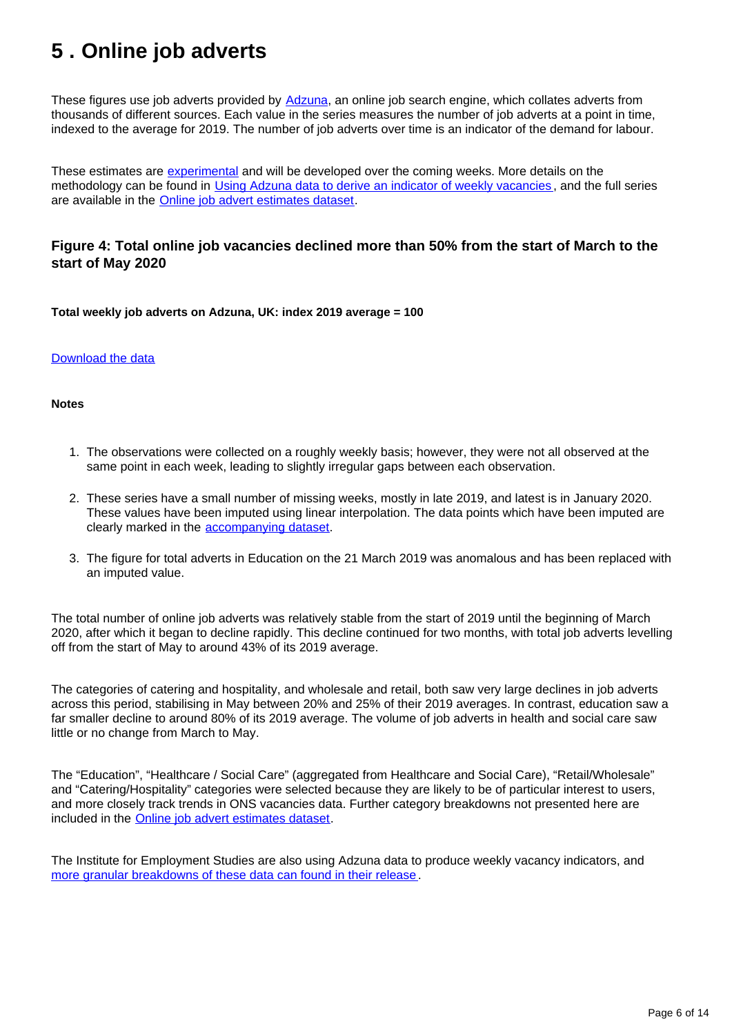# 5 . Online job adverts

These figures use job adverts provided by [Adzuna](), an online job search engine, which collates adverts from thousands of different sources. Each value in the series measures the number of job adverts at a point in time, indexed to the average for 2019. The number of job adverts over time is an indicator of the demand for labour.

These estimates are [experimental]() and will be developed over the coming weeks. More details on the methodology can be found in [Using Adzuna data to derive an indicator of weekly vacancies](), and the full series are available in the [Online job advert estimates dataset]().

### Figure 4: Total online job vacancies declined more than 50% from the start of March to the start of May 2020

**Total weekly job adverts on Adzuna, UK: index 2019 average = 100**

[Download the data]()

**Notes**

1. The observations were collected on a roughly weekly basis; however, they were not all observed at the same point in each week, leading to slightly irregular gaps between each observation.

2. These series have a small number of missing weeks, mostly in late 2019, and latest is in January 2020. These values have been imputed using linear interpolation. The data points which have been imputed are clearly marked in the [accompanying dataset]().

3. The figure for total adverts in Education on the 21 March 2019 was anomalous and has been replaced with an imputed value.

The total number of online job adverts was relatively stable from the start of 2019 until the beginning of March 2020, after which it began to decline rapidly. This decline continued for two months, with total job adverts levelling off from the start of May to around 43% of its 2019 average.

The categories of catering and hospitality, and wholesale and retail, both saw very large declines in job adverts across this period, stabilising in May between 20% and 25% of their 2019 averages. In contrast, education saw a far smaller decline to around 80% of its 2019 average. The volume of job adverts in health and social care saw little or no change from March to May.

The "Education", "Healthcare / Social Care" (aggregated from Healthcare and Social Care), "Retail/Wholesale" and "Catering/Hospitality" categories were selected because they are likely to be of particular interest to users, and more closely track trends in ONS vacancies data. Further category breakdowns not presented here are included in the [Online job advert estimates dataset]().

The Institute for Employment Studies are also using Adzuna data to produce weekly vacancy indicators, and [more granular breakdowns of these data can found in their release]().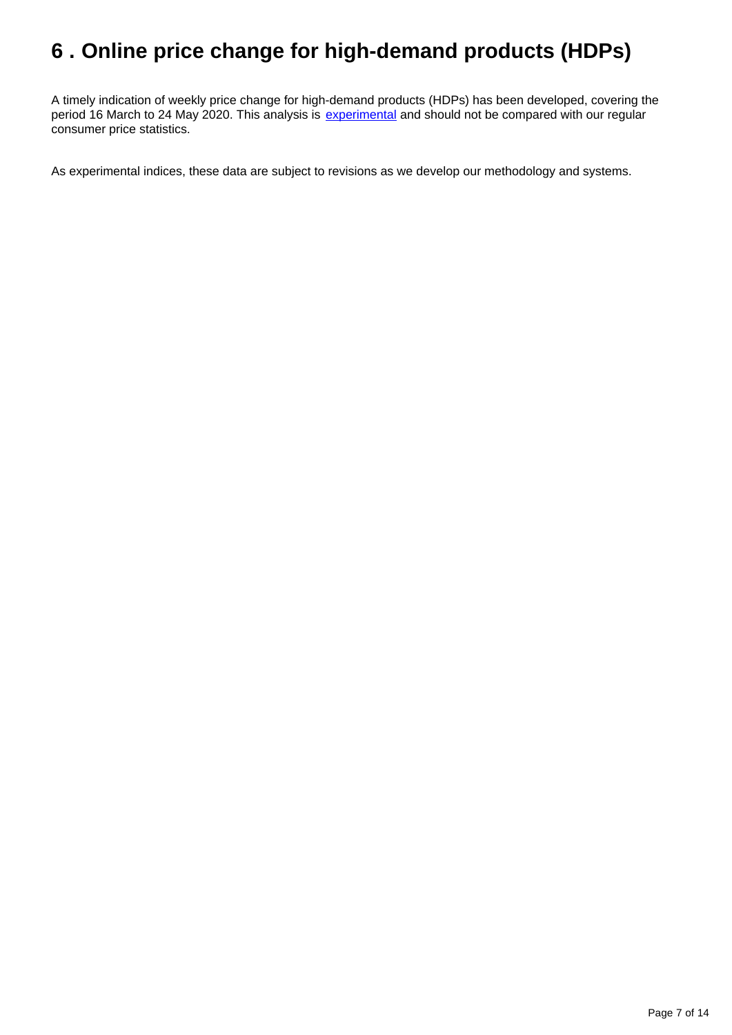# 6 . Online price change for high-demand products (HDPs)

A timely indication of weekly price change for high-demand products (HDPs) has been developed, covering the period 16 March to 24 May 2020. This analysis is [experimental](https://www.ons.gov.uk/methodology/methodologytopicsandstatisticalconcepts/guidetoexperimentalstatistics) and should not be compared with our regular consumer price statistics.

As experimental indices, these data are subject to revisions as we develop our methodology and systems.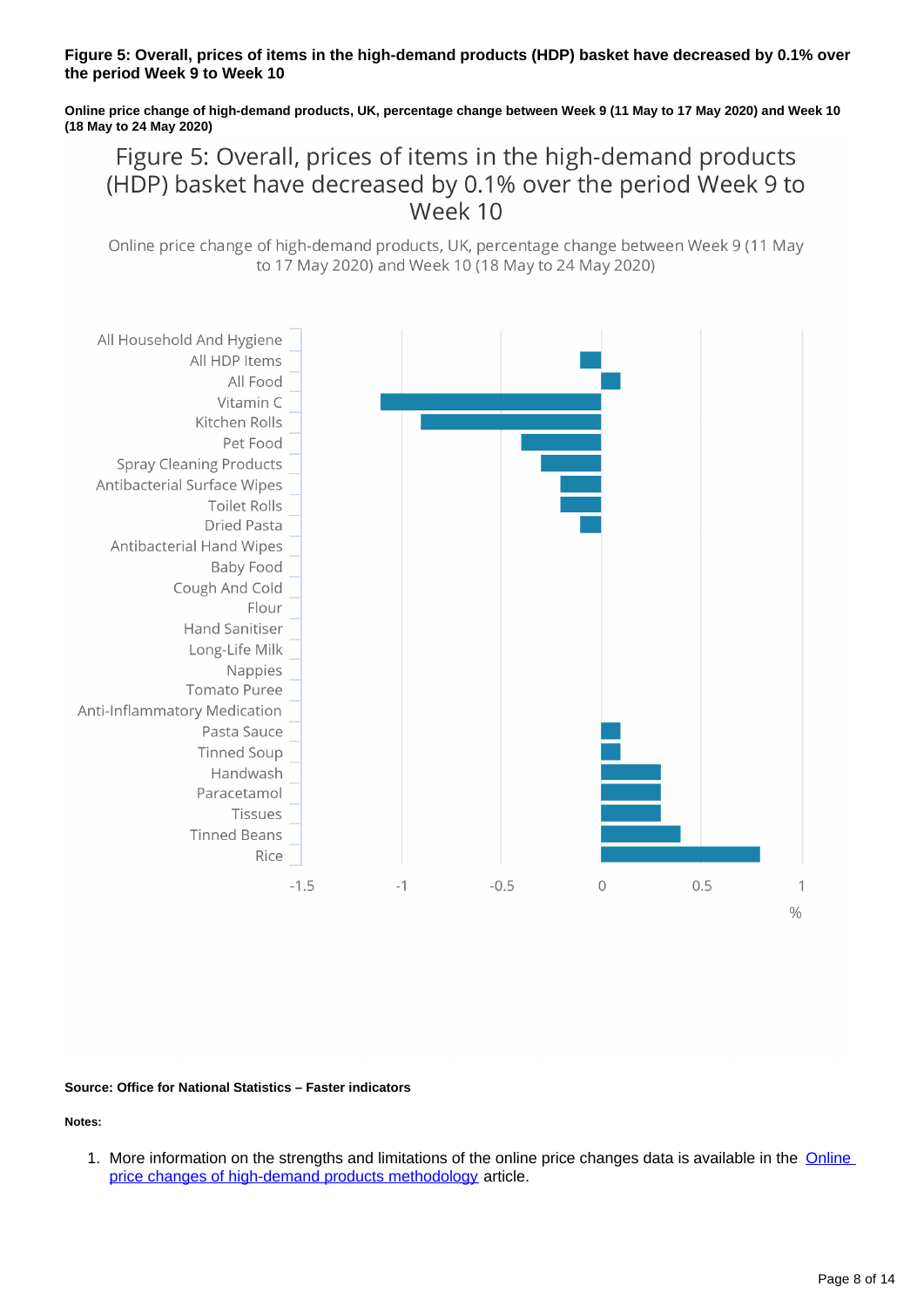**Figure 5: Overall, prices of items in the high-demand products (HDP) basket have decreased by 0.1% over the period Week 9 to Week 10**

**Online price change of high-demand products, UK, percentage change between Week 9 (11 May to 17 May 2020) and Week 10 (18 May to 24 May 2020)**

Figure 5: Overall, prices of items in the high-demand products (HDP) basket have decreased by 0.1% over the period Week 9 to Week 10

Online price change of high-demand products, UK, percentage change between Week 9 (11 May to 17 May 2020) and Week 10 (18 May to 24 May 2020)

| Item | % |
|---|---|
| All Household And Hygiene | |
| All HDP Items | -0.1 |
| All Food | 0.1 |
| Vitamin C | -1.1 |
| Kitchen Rolls | -0.9 |
| Pet Food | -0.4 |
| Spray Cleaning Products | -0.3 |
| Antibacterial Surface Wipes | -0.2 |
| Toilet Rolls | -0.2 |
| Dried Pasta | -0.1 |
| Antibacterial Hand Wipes | |
| Baby Food | |
| Cough And Cold | |
| Flour | |
| Hand Sanitiser | |
| Long-Life Milk | |
| Nappies | |
| Tomato Puree | |
| Anti-Inflammatory Medication | |
| Pasta Sauce | 0.1 |
| Tinned Soup | 0.1 |
| Handwash | 0.3 |
| Paracetamol | 0.3 |
| Tissues | 0.3 |
| Tinned Beans | 0.4 |
| Rice | 0.8 |

**Source: Office for National Statistics – Faster indicators**

**Notes:**

1. More information on the strengths and limitations of the online price changes data is available in the [Online price changes of high-demand products methodology](#) article.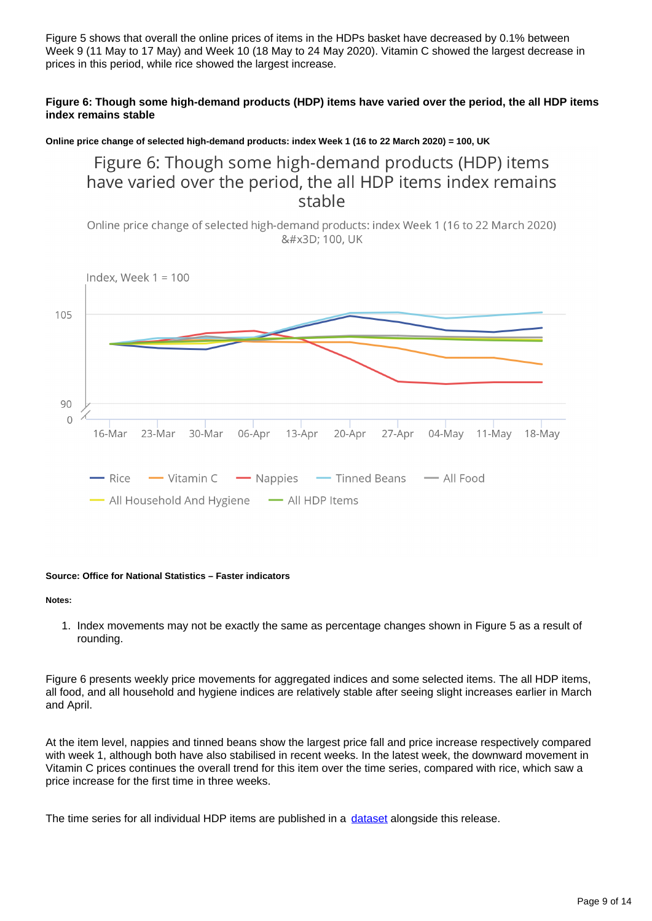Figure 5 shows that overall the online prices of items in the HDPs basket have decreased by 0.1% between Week 9 (11 May to 17 May) and Week 10 (18 May to 24 May 2020). Vitamin C showed the largest decrease in prices in this period, while rice showed the largest increase.

#### Figure 6: Though some high-demand products (HDP) items have varied over the period, the all HDP items index remains stable

##### Online price change of selected high-demand products: index Week 1 (16 to 22 March 2020) = 100, UK

Figure 6: Though some high-demand products (HDP) items have varied over the period, the all HDP items index remains stable

Online price change of selected high-demand products: index Week 1 (16 to 22 March 2020) &#x3D; 100, UK

Index, Week 1 = 100

105

90

0

16-Mar 23-Mar 30-Mar 06-Apr 13-Apr 20-Apr 27-Apr 04-May 11-May 18-May

Rice Vitamin C Nappies Tinned Beans All Food All Household And Hygiene All HDP Items

**Source: Office for National Statistics – Faster indicators**

**Notes:**

1. Index movements may not be exactly the same as percentage changes shown in Figure 5 as a result of rounding.

Figure 6 presents weekly price movements for aggregated indices and some selected items. The all HDP items, all food, and all household and hygiene indices are relatively stable after seeing slight increases earlier in March and April.

At the item level, nappies and tinned beans show the largest price fall and price increase respectively compared with week 1, although both have also stabilised in recent weeks. In the latest week, the downward movement in Vitamin C prices continues the overall trend for this item over the time series, compared with rice, which saw a price increase for the first time in three weeks.

The time series for all individual HDP items are published in a dataset alongside this release.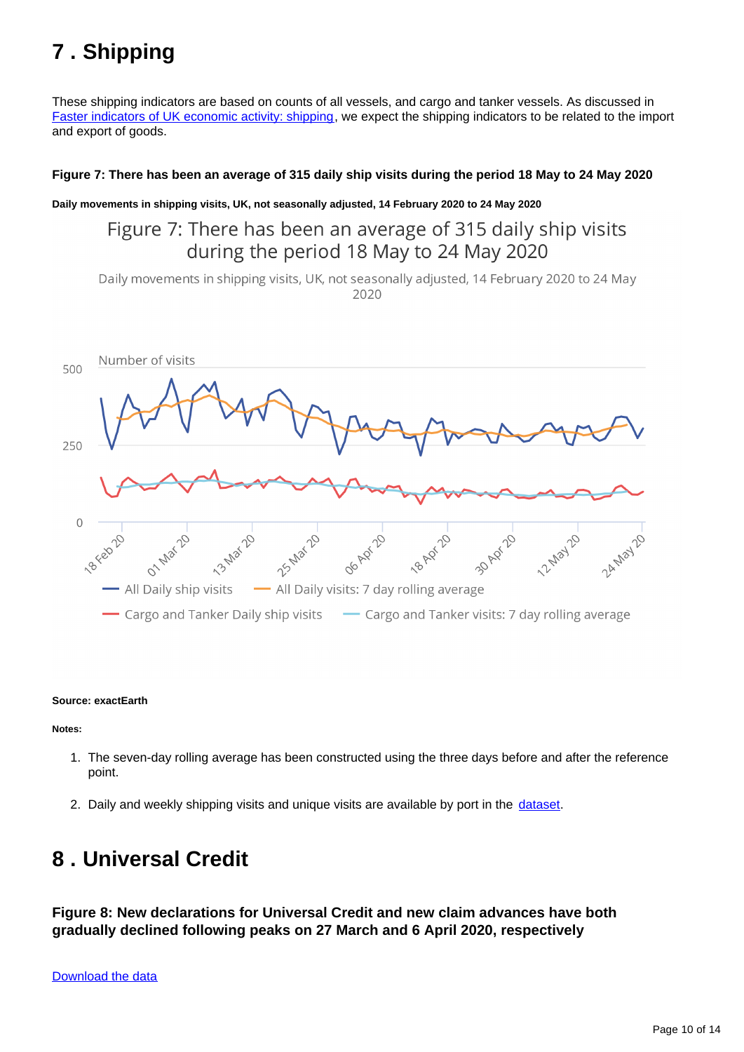## 7 . Shipping

These shipping indicators are based on counts of all vessels, and cargo and tanker vessels. As discussed in [Faster indicators of UK economic activity: shipping](), we expect the shipping indicators to be related to the import and export of goods.

**Figure 7: There has been an average of 315 daily ship visits during the period 18 May to 24 May 2020**

**Daily movements in shipping visits, UK, not seasonally adjusted, 14 February 2020 to 24 May 2020**

Figure 7: There has been an average of 315 daily ship visits during the period 18 May to 24 May 2020

Daily movements in shipping visits, UK, not seasonally adjusted, 14 February 2020 to 24 May 2020

**Source: exactEarth**

**Notes:**

1. The seven-day rolling average has been constructed using the three days before and after the reference point.
2. Daily and weekly shipping visits and unique visits are available by port in the [dataset]().

## 8 . Universal Credit

### Figure 8: New declarations for Universal Credit and new claim advances have both gradually declined following peaks on 27 March and 6 April 2020, respectively

[Download the data]()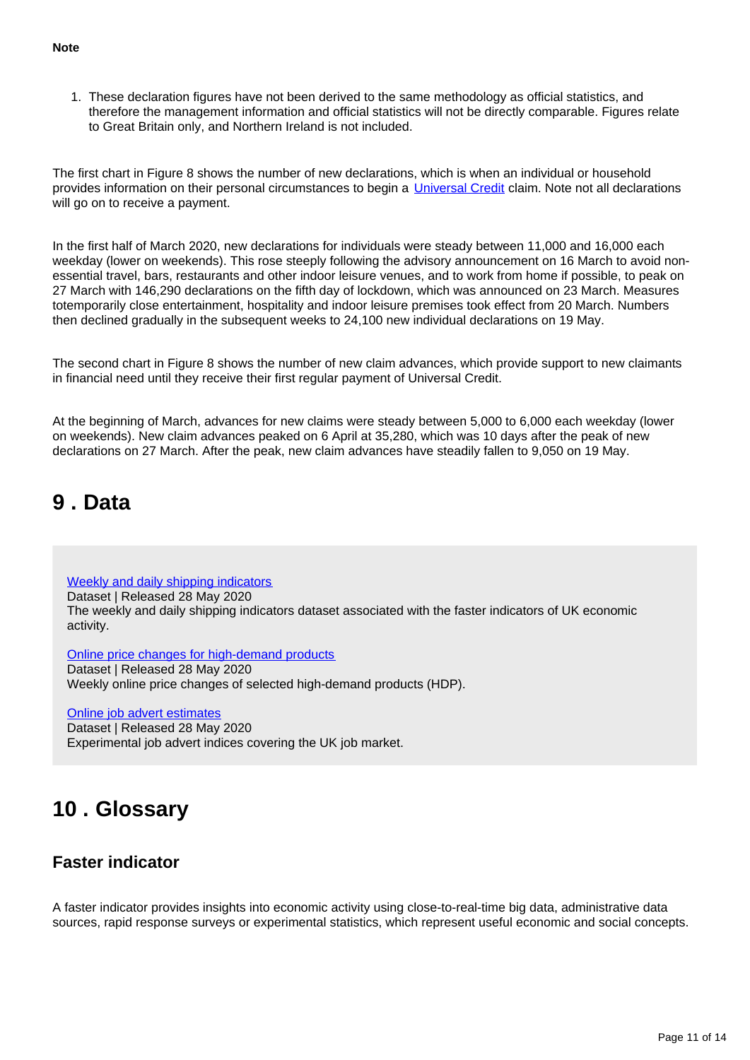**Note**

1. These declaration figures have not been derived to the same methodology as official statistics, and therefore the management information and official statistics will not be directly comparable. Figures relate to Great Britain only, and Northern Ireland is not included.

The first chart in Figure 8 shows the number of new declarations, which is when an individual or household provides information on their personal circumstances to begin a [Universal Credit](#) claim. Note not all declarations will go on to receive a payment.

In the first half of March 2020, new declarations for individuals were steady between 11,000 and 16,000 each weekday (lower on weekends). This rose steeply following the advisory announcement on 16 March to avoid non-essential travel, bars, restaurants and other indoor leisure venues, and to work from home if possible, to peak on 27 March with 146,290 declarations on the fifth day of lockdown, which was announced on 23 March. Measures totemporarily close entertainment, hospitality and indoor leisure premises took effect from 20 March. Numbers then declined gradually in the subsequent weeks to 24,100 new individual declarations on 19 May.

The second chart in Figure 8 shows the number of new claim advances, which provide support to new claimants in financial need until they receive their first regular payment of Universal Credit.

At the beginning of March, advances for new claims were steady between 5,000 to 6,000 each weekday (lower on weekends). New claim advances peaked on 6 April at 35,280, which was 10 days after the peak of new declarations on 27 March. After the peak, new claim advances have steadily fallen to 9,050 on 19 May.

## 9 . Data

[Weekly and daily shipping indicators](#)
Dataset | Released 28 May 2020
The weekly and daily shipping indicators dataset associated with the faster indicators of UK economic activity.

[Online price changes for high-demand products](#)
Dataset | Released 28 May 2020
Weekly online price changes of selected high-demand products (HDP).

[Online job advert estimates](#)
Dataset | Released 28 May 2020
Experimental job advert indices covering the UK job market.

## 10 . Glossary

### Faster indicator

A faster indicator provides insights into economic activity using close-to-real-time big data, administrative data sources, rapid response surveys or experimental statistics, which represent useful economic and social concepts.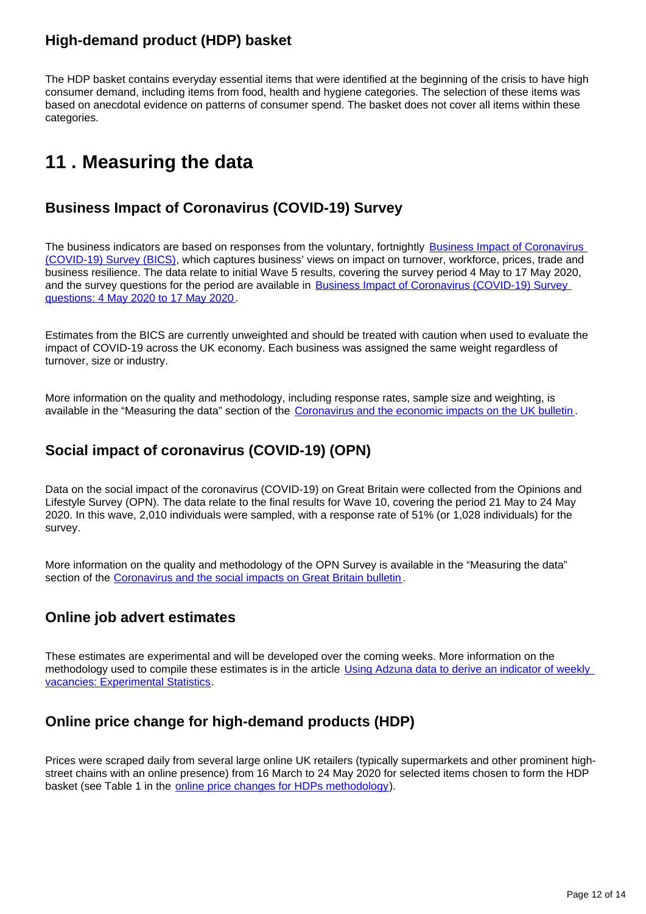### High-demand product (HDP) basket

The HDP basket contains everyday essential items that were identified at the beginning of the crisis to have high consumer demand, including items from food, health and hygiene categories. The selection of these items was based on anecdotal evidence on patterns of consumer spend. The basket does not cover all items within these categories.

## 11 . Measuring the data

### Business Impact of Coronavirus (COVID-19) Survey

The business indicators are based on responses from the voluntary, fortnightly Business Impact of Coronavirus (COVID-19) Survey (BICS), which captures business' views on impact on turnover, workforce, prices, trade and business resilience. The data relate to initial Wave 5 results, covering the survey period 4 May to 17 May 2020, and the survey questions for the period are available in Business Impact of Coronavirus (COVID-19) Survey questions: 4 May 2020 to 17 May 2020.

Estimates from the BICS are currently unweighted and should be treated with caution when used to evaluate the impact of COVID-19 across the UK economy. Each business was assigned the same weight regardless of turnover, size or industry.

More information on the quality and methodology, including response rates, sample size and weighting, is available in the "Measuring the data" section of the Coronavirus and the economic impacts on the UK bulletin.

### Social impact of coronavirus (COVID-19) (OPN)

Data on the social impact of the coronavirus (COVID-19) on Great Britain were collected from the Opinions and Lifestyle Survey (OPN). The data relate to the final results for Wave 10, covering the period 21 May to 24 May 2020. In this wave, 2,010 individuals were sampled, with a response rate of 51% (or 1,028 individuals) for the survey.

More information on the quality and methodology of the OPN Survey is available in the "Measuring the data" section of the Coronavirus and the social impacts on Great Britain bulletin.

### Online job advert estimates

These estimates are experimental and will be developed over the coming weeks. More information on the methodology used to compile these estimates is in the article Using Adzuna data to derive an indicator of weekly vacancies: Experimental Statistics.

### Online price change for high-demand products (HDP)

Prices were scraped daily from several large online UK retailers (typically supermarkets and other prominent high-street chains with an online presence) from 16 March to 24 May 2020 for selected items chosen to form the HDP basket (see Table 1 in the online price changes for HDPs methodology).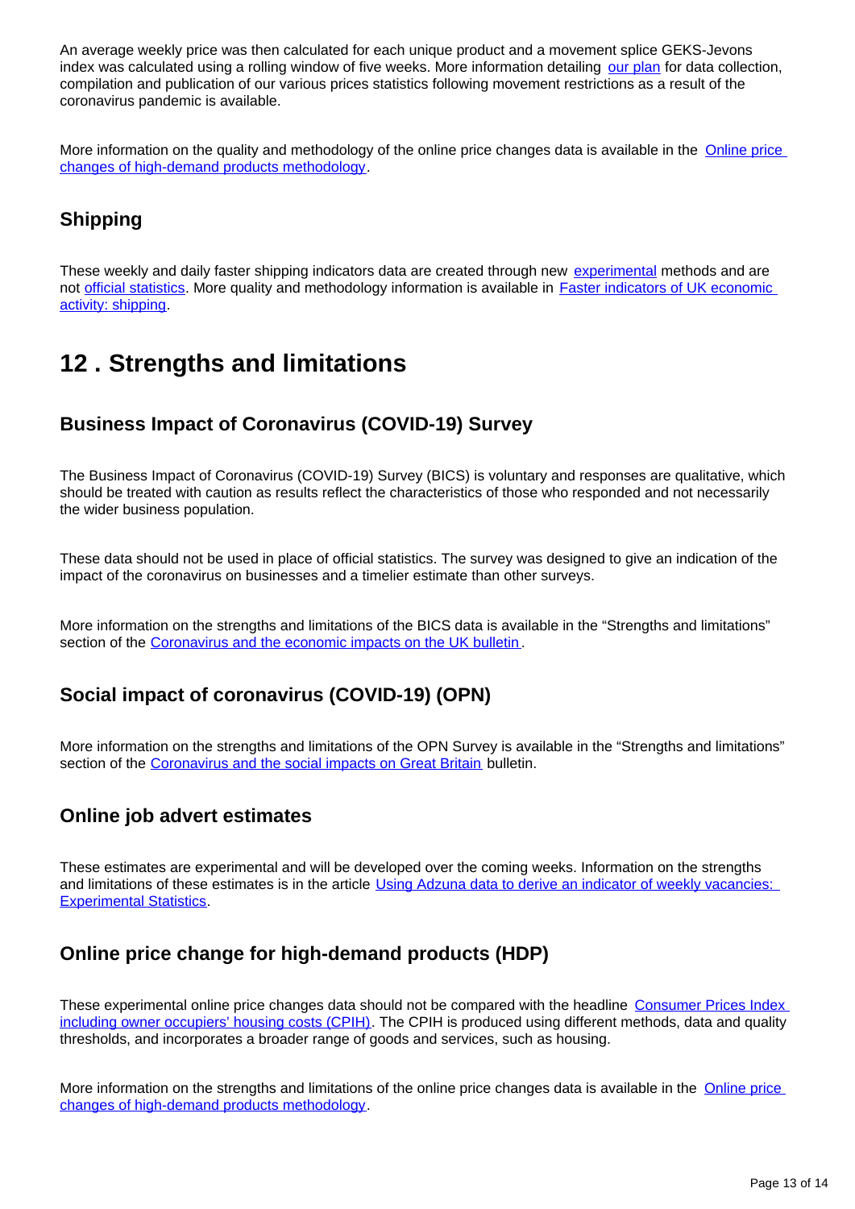An average weekly price was then calculated for each unique product and a movement splice GEKS-Jevons index was calculated using a rolling window of five weeks. More information detailing [our plan](#) for data collection, compilation and publication of our various prices statistics following movement restrictions as a result of the coronavirus pandemic is available.

More information on the quality and methodology of the online price changes data is available in the [Online price changes of high-demand products methodology](#).

### Shipping

These weekly and daily faster shipping indicators data are created through new [experimental](#) methods and are not [official statistics](#). More quality and methodology information is available in [Faster indicators of UK economic activity: shipping](#).

## 12 . Strengths and limitations

### Business Impact of Coronavirus (COVID-19) Survey

The Business Impact of Coronavirus (COVID-19) Survey (BICS) is voluntary and responses are qualitative, which should be treated with caution as results reflect the characteristics of those who responded and not necessarily the wider business population.

These data should not be used in place of official statistics. The survey was designed to give an indication of the impact of the coronavirus on businesses and a timelier estimate than other surveys.

More information on the strengths and limitations of the BICS data is available in the "Strengths and limitations" section of the [Coronavirus and the economic impacts on the UK bulletin](#).

### Social impact of coronavirus (COVID-19) (OPN)

More information on the strengths and limitations of the OPN Survey is available in the "Strengths and limitations" section of the [Coronavirus and the social impacts on Great Britain](#) bulletin.

### Online job advert estimates

These estimates are experimental and will be developed over the coming weeks. Information on the strengths and limitations of these estimates is in the article [Using Adzuna data to derive an indicator of weekly vacancies: Experimental Statistics](#).

### Online price change for high-demand products (HDP)

These experimental online price changes data should not be compared with the headline [Consumer Prices Index including owner occupiers' housing costs (CPIH)](#). The CPIH is produced using different methods, data and quality thresholds, and incorporates a broader range of goods and services, such as housing.

More information on the strengths and limitations of the online price changes data is available in the [Online price changes of high-demand products methodology](#).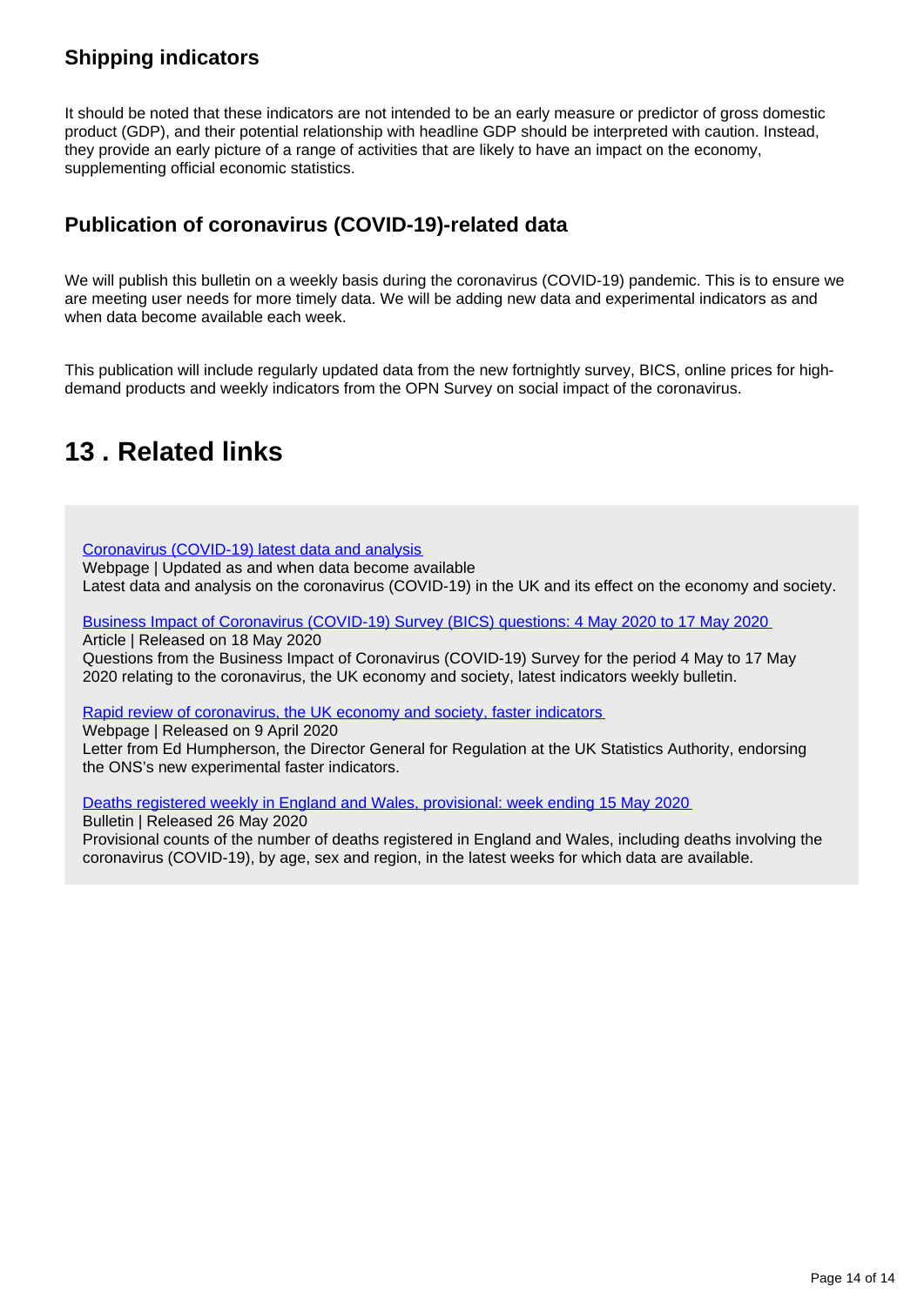### Shipping indicators

It should be noted that these indicators are not intended to be an early measure or predictor of gross domestic product (GDP), and their potential relationship with headline GDP should be interpreted with caution. Instead, they provide an early picture of a range of activities that are likely to have an impact on the economy, supplementing official economic statistics.

### Publication of coronavirus (COVID-19)-related data

We will publish this bulletin on a weekly basis during the coronavirus (COVID-19) pandemic. This is to ensure we are meeting user needs for more timely data. We will be adding new data and experimental indicators as and when data become available each week.

This publication will include regularly updated data from the new fortnightly survey, BICS, online prices for high-demand products and weekly indicators from the OPN Survey on social impact of the coronavirus.

## 13 . Related links

[Coronavirus (COVID-19) latest data and analysis](#)
Webpage | Updated as and when data become available
Latest data and analysis on the coronavirus (COVID-19) in the UK and its effect on the economy and society.

[Business Impact of Coronavirus (COVID-19) Survey (BICS) questions: 4 May 2020 to 17 May 2020](#)
Article | Released on 18 May 2020
Questions from the Business Impact of Coronavirus (COVID-19) Survey for the period 4 May to 17 May 2020 relating to the coronavirus, the UK economy and society, latest indicators weekly bulletin.

[Rapid review of coronavirus, the UK economy and society, faster indicators](#)
Webpage | Released on 9 April 2020
Letter from Ed Humpherson, the Director General for Regulation at the UK Statistics Authority, endorsing the ONS's new experimental faster indicators.

[Deaths registered weekly in England and Wales, provisional: week ending 15 May 2020](#)
Bulletin | Released 26 May 2020
Provisional counts of the number of deaths registered in England and Wales, including deaths involving the coronavirus (COVID-19), by age, sex and region, in the latest weeks for which data are available.